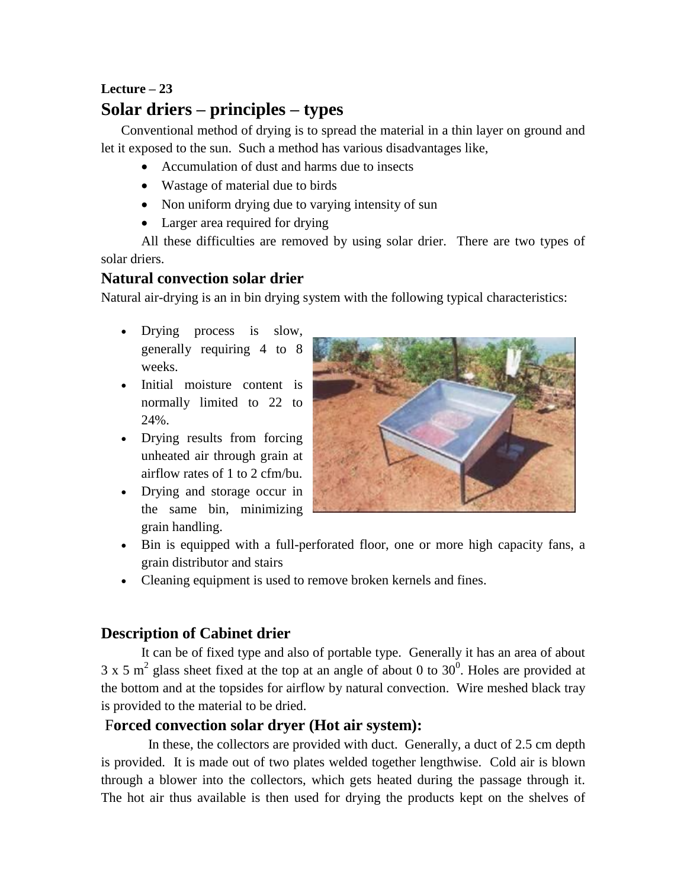**Lecture – 23**

# Solar driers – principles – types

Conventional method of drying is to spread the material in a thin layer on ground and let it exposed to the sun. Such a method has various disadvantages like,

- Accumulation of dust and harms due to insects
- Wastage of material due to birds
- Non uniform drying due to varying intensity of sun
- Larger area required for drying

All these difficulties are removed by using solar drier. There are two types of solar driers.

## Natural convection solar drier

Natural air-drying is an in bin drying system with the following typical characteristics:

- Drying process is slow, generally requiring 4 to 8 weeks.
- Initial moisture content is normally limited to 22 to 24%.
- Drying results from forcing unheated air through grain at airflow rates of 1 to 2 cfm/bu.
- Drying and storage occur in the same bin, minimizing grain handling.
- Bin is equipped with a full-perforated floor, one or more high capacity fans, a grain distributor and stairs
- Cleaning equipment is used to remove broken kernels and fines.

## Description of Cabinet drier

It can be of fixed type and also of portable type. Generally it has an area of about 3 x 5 $m^2$ glass sheet fixed at the top at an angle of about 0 to $30^0$. Holes are provided at the bottom and at the topsides for airflow by natural convection. Wire meshed black tray is provided to the material to be dried.

## Forced convection solar dryer (Hot air system):

In these, the collectors are provided with duct. Generally, a duct of 2.5 cm depth is provided. It is made out of two plates welded together lengthwise. Cold air is blown through a blower into the collectors, which gets heated during the passage through it. The hot air thus available is then used for drying the products kept on the shelves of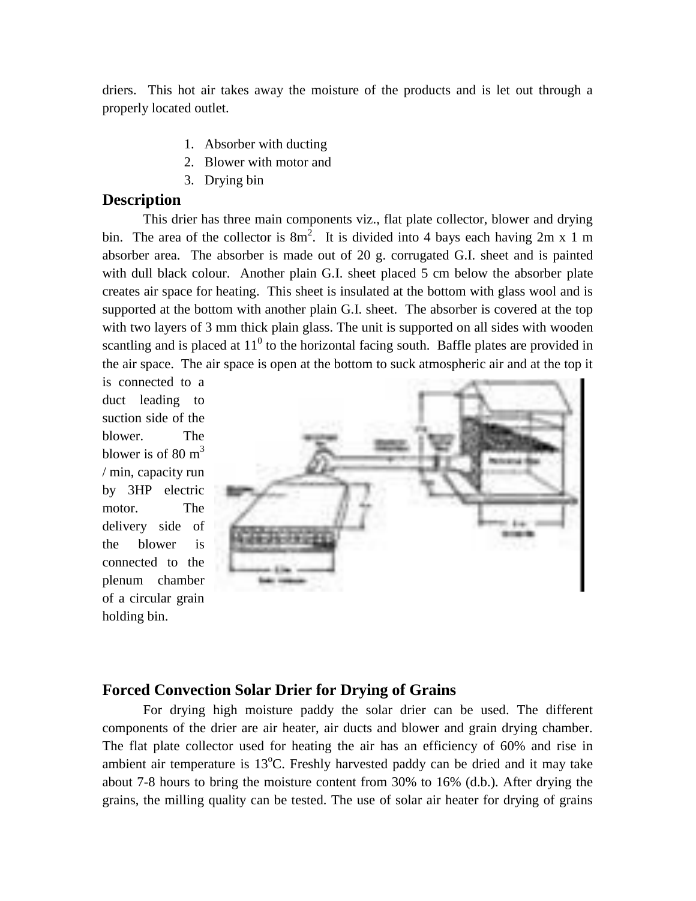driers. This hot air takes away the moisture of the products and is let out through a properly located outlet.

1. Absorber with ducting
2. Blower with motor and
3. Drying bin

## Description

This drier has three main components viz., flat plate collector, blower and drying bin. The area of the collector is $8m^2$. It is divided into 4 bays each having 2m x 1 m absorber area. The absorber is made out of 20 g. corrugated G.I. sheet and is painted with dull black colour. Another plain G.I. sheet placed 5 cm below the absorber plate creates air space for heating. This sheet is insulated at the bottom with glass wool and is supported at the bottom with another plain G.I. sheet. The absorber is covered at the top with two layers of 3 mm thick plain glass. The unit is supported on all sides with wooden scantling and is placed at $11^0$ to the horizontal facing south. Baffle plates are provided in the air space. The air space is open at the bottom to suck atmospheric air and at the top it is connected to a duct leading to suction side of the blower. The blower is of 80 $m^3$ / min, capacity run by 3HP electric motor. The delivery side of the blower is connected to the plenum chamber of a circular grain holding bin.

## Forced Convection Solar Drier for Drying of Grains

For drying high moisture paddy the solar drier can be used. The different components of the drier are air heater, air ducts and blower and grain drying chamber. The flat plate collector used for heating the air has an efficiency of 60% and rise in ambient air temperature is $13^oC$. Freshly harvested paddy can be dried and it may take about 7-8 hours to bring the moisture content from 30% to 16% (d.b.). After drying the grains, the milling quality can be tested. The use of solar air heater for drying of grains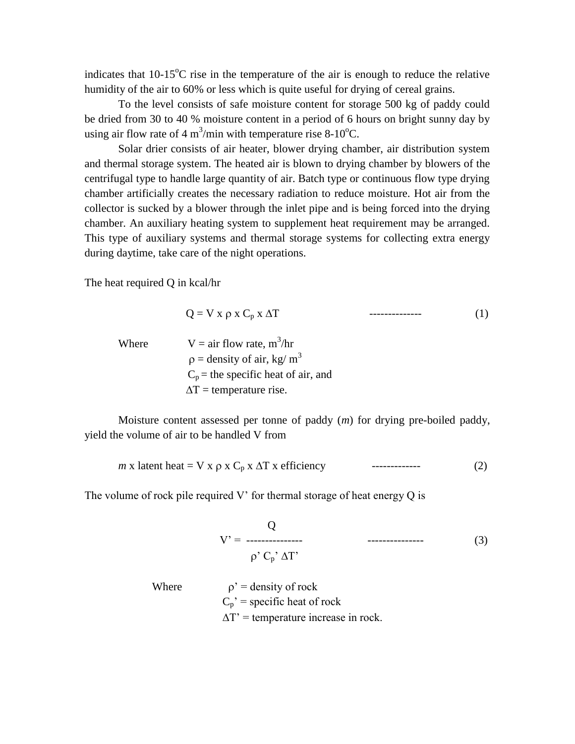indicates that 10-15°C rise in the temperature of the air is enough to reduce the relative humidity of the air to 60% or less which is quite useful for drying of cereal grains.

To the level consists of safe moisture content for storage 500 kg of paddy could be dried from 30 to 40 % moisture content in a period of 6 hours on bright sunny day by using air flow rate of 4 $m^3$/min with temperature rise 8-10°C.

Solar drier consists of air heater, blower drying chamber, air distribution system and thermal storage system. The heated air is blown to drying chamber by blowers of the centrifugal type to handle large quantity of air. Batch type or continuous flow type drying chamber artificially creates the necessary radiation to reduce moisture. Hot air from the collector is sucked by a blower through the inlet pipe and is being forced into the drying chamber. An auxiliary heating system to supplement heat requirement may be arranged. This type of auxiliary systems and thermal storage systems for collecting extra energy during daytime, take care of the night operations.

The heat required Q in kcal/hr

$$Q = V \times \rho \times C_p \times \Delta T \qquad (1)$$

Where
$V$ = air flow rate, $m^3$/hr
$\rho$ = density of air, kg/ $m^3$
$C_p$ = the specific heat of air, and
$\Delta T$ = temperature rise.

Moisture content assessed per tonne of paddy (*m*) for drying pre-boiled paddy, yield the volume of air to be handled V from

$$m \times \text{latent heat} = V \times \rho \times C_p \times \Delta T \times \text{efficiency} \qquad (2)$$

The volume of rock pile required V' for thermal storage of heat energy Q is

$$V' = \frac{Q}{\rho' \, C_p' \, \Delta T'} \qquad (3)$$

Where
$\rho'$ = density of rock
$C_p'$ = specific heat of rock
$\Delta T'$ = temperature increase in rock.